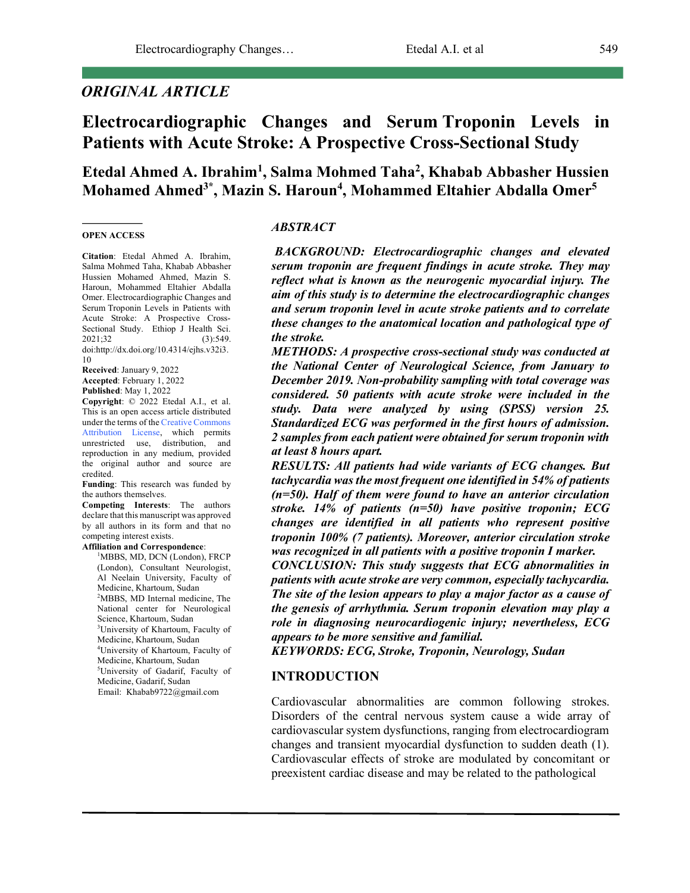*ORIGINAL ARTICLE*

# Electrocardiographic Changes and Serum Troponin Levels in Patients with Acute Stroke: A Prospective Cross-Sectional Study

**Etedal Ahmed A. Ibrahim[1], Salma Mohmed Taha[2], Khabab Abbasher Hussien Mohamed Ahmed[3*], Mazin S. Haroun[4], Mohammed Eltahier Abdalla Omer[5]**

**OPEN ACCESS**

**Citation**: Etedal Ahmed A. Ibrahim, Salma Mohmed Taha, Khabab Abbasher Hussien Mohamed Ahmed, Mazin S. Haroun, Mohammed Eltahier Abdalla Omer. Electrocardiographic Changes and Serum Troponin Levels in Patients with Acute Stroke: A Prospective Cross-Sectional Study. Ethiop J Health Sci. 2021;32 (3):549. doi:http://dx.doi.org/10.4314/ejhs.v32i3.10

**Received**: January 9, 2022

**Accepted**: February 1, 2022

**Published**: May 1, 2022

**Copyright**: © 2022 Etedal A.I., et al. This is an open access article distributed under the terms of the Creative Commons Attribution License, which permits unrestricted use, distribution, and reproduction in any medium, provided the original author and source are credited.

**Funding**: This research was funded by the authors themselves.

**Competing Interests**: The authors declare that this manuscript was approved by all authors in its form and that no competing interest exists.

**Affiliation and Correspondence**:

[1]MBBS, MD, DCN (London), FRCP (London), Consultant Neurologist, Al Neelain University, Faculty of Medicine, Khartoum, Sudan

[2]MBBS, MD Internal medicine, The National center for Neurological Science, Khartoum, Sudan

[3]University of Khartoum, Faculty of Medicine, Khartoum, Sudan

[4]University of Khartoum, Faculty of Medicine, Khartoum, Sudan

[5]University of Gadarif, Faculty of Medicine, Gadarif, Sudan

Email: Khabab9722@gmail.com

## *ABSTRACT*

***BACKGROUND:** Electrocardiographic changes and elevated serum troponin are frequent findings in acute stroke. They may reflect what is known as the neurogenic myocardial injury. The aim of this study is to determine the electrocardiographic changes and serum troponin level in acute stroke patients and to correlate these changes to the anatomical location and pathological type of the stroke.*

***METHODS:** A prospective cross-sectional study was conducted at the National Center of Neurological Science, from January to December 2019. Non-probability sampling with total coverage was considered. 50 patients with acute stroke were included in the study. Data were analyzed by using (SPSS) version 25. Standardized ECG was performed in the first hours of admission. 2 samples from each patient were obtained for serum troponin with at least 8 hours apart.*

***RESULTS:** All patients had wide variants of ECG changes. But tachycardia was the most frequent one identified in 54% of patients (n=50). Half of them were found to have an anterior circulation stroke. 14% of patients (n=50) have positive troponin; ECG changes are identified in all patients who represent positive troponin 100% (7 patients). Moreover, anterior circulation stroke was recognized in all patients with a positive troponin I marker.*

***CONCLUSION:** This study suggests that ECG abnormalities in patients with acute stroke are very common, especially tachycardia. The site of the lesion appears to play a major factor as a cause of the genesis of arrhythmia. Serum troponin elevation may play a role in diagnosing neurocardiogenic injury; nevertheless, ECG appears to be more sensitive and familial.*

***KEYWORDS:** ECG, Stroke, Troponin, Neurology, Sudan*

## INTRODUCTION

Cardiovascular abnormalities are common following strokes. Disorders of the central nervous system cause a wide array of cardiovascular system dysfunctions, ranging from electrocardiogram changes and transient myocardial dysfunction to sudden death (1). Cardiovascular effects of stroke are modulated by concomitant or preexistent cardiac disease and may be related to the pathological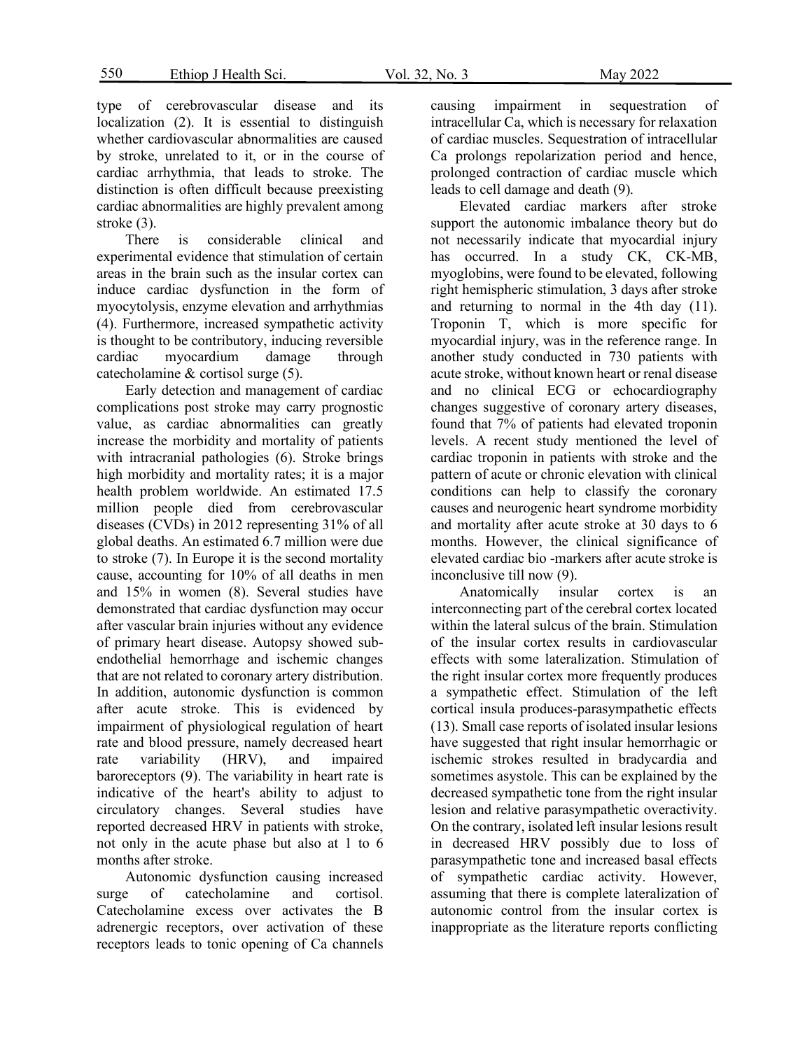type of cerebrovascular disease and its localization (2). It is essential to distinguish whether cardiovascular abnormalities are caused by stroke, unrelated to it, or in the course of cardiac arrhythmia, that leads to stroke. The distinction is often difficult because preexisting cardiac abnormalities are highly prevalent among stroke (3).

There is considerable clinical and experimental evidence that stimulation of certain areas in the brain such as the insular cortex can induce cardiac dysfunction in the form of myocytolysis, enzyme elevation and arrhythmias (4). Furthermore, increased sympathetic activity is thought to be contributory, inducing reversible cardiac myocardium damage through catecholamine & cortisol surge (5).

Early detection and management of cardiac complications post stroke may carry prognostic value, as cardiac abnormalities can greatly increase the morbidity and mortality of patients with intracranial pathologies (6). Stroke brings high morbidity and mortality rates; it is a major health problem worldwide. An estimated 17.5 million people died from cerebrovascular diseases (CVDs) in 2012 representing 31% of all global deaths. An estimated 6.7 million were due to stroke (7). In Europe it is the second mortality cause, accounting for 10% of all deaths in men and 15% in women (8). Several studies have demonstrated that cardiac dysfunction may occur after vascular brain injuries without any evidence of primary heart disease. Autopsy showed sub-endothelial hemorrhage and ischemic changes that are not related to coronary artery distribution. In addition, autonomic dysfunction is common after acute stroke. This is evidenced by impairment of physiological regulation of heart rate and blood pressure, namely decreased heart rate variability (HRV), and impaired baroreceptors (9). The variability in heart rate is indicative of the heart's ability to adjust to circulatory changes. Several studies have reported decreased HRV in patients with stroke, not only in the acute phase but also at 1 to 6 months after stroke.

Autonomic dysfunction causing increased surge of catecholamine and cortisol. Catecholamine excess over activates the B adrenergic receptors, over activation of these receptors leads to tonic opening of Ca channels causing impairment in sequestration of intracellular Ca, which is necessary for relaxation of cardiac muscles. Sequestration of intracellular Ca prolongs repolarization period and hence, prolonged contraction of cardiac muscle which leads to cell damage and death (9).

Elevated cardiac markers after stroke support the autonomic imbalance theory but do not necessarily indicate that myocardial injury has occurred. In a study CK, CK-MB, myoglobins, were found to be elevated, following right hemispheric stimulation, 3 days after stroke and returning to normal in the 4th day (11). Troponin T, which is more specific for myocardial injury, was in the reference range. In another study conducted in 730 patients with acute stroke, without known heart or renal disease and no clinical ECG or echocardiography changes suggestive of coronary artery diseases, found that 7% of patients had elevated troponin levels. A recent study mentioned the level of cardiac troponin in patients with stroke and the pattern of acute or chronic elevation with clinical conditions can help to classify the coronary causes and neurogenic heart syndrome morbidity and mortality after acute stroke at 30 days to 6 months. However, the clinical significance of elevated cardiac bio -markers after acute stroke is inconclusive till now (9).

Anatomically insular cortex is an interconnecting part of the cerebral cortex located within the lateral sulcus of the brain. Stimulation of the insular cortex results in cardiovascular effects with some lateralization. Stimulation of the right insular cortex more frequently produces a sympathetic effect. Stimulation of the left cortical insula produces-parasympathetic effects (13). Small case reports of isolated insular lesions have suggested that right insular hemorrhagic or ischemic strokes resulted in bradycardia and sometimes asystole. This can be explained by the decreased sympathetic tone from the right insular lesion and relative parasympathetic overactivity. On the contrary, isolated left insular lesions result in decreased HRV possibly due to loss of parasympathetic tone and increased basal effects of sympathetic cardiac activity. However, assuming that there is complete lateralization of autonomic control from the insular cortex is inappropriate as the literature reports conflicting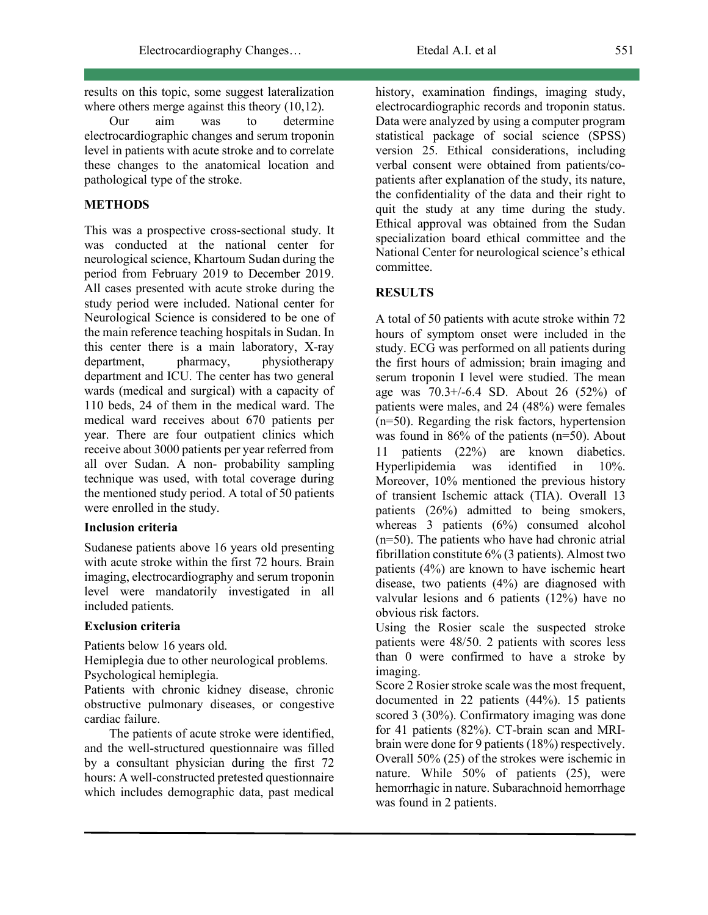results on this topic, some suggest lateralization where others merge against this theory (10,12).

Our aim was to determine electrocardiographic changes and serum troponin level in patients with acute stroke and to correlate these changes to the anatomical location and pathological type of the stroke.

## METHODS

This was a prospective cross-sectional study. It was conducted at the national center for neurological science, Khartoum Sudan during the period from February 2019 to December 2019. All cases presented with acute stroke during the study period were included. National center for Neurological Science is considered to be one of the main reference teaching hospitals in Sudan. In this center there is a main laboratory, X-ray department, pharmacy, physiotherapy department and ICU. The center has two general wards (medical and surgical) with a capacity of 110 beds, 24 of them in the medical ward. The medical ward receives about 670 patients per year. There are four outpatient clinics which receive about 3000 patients per year referred from all over Sudan. A non- probability sampling technique was used, with total coverage during the mentioned study period. A total of 50 patients were enrolled in the study.

### Inclusion criteria

Sudanese patients above 16 years old presenting with acute stroke within the first 72 hours. Brain imaging, electrocardiography and serum troponin level were mandatorily investigated in all included patients.

### Exclusion criteria

Patients below 16 years old.
Hemiplegia due to other neurological problems.
Psychological hemiplegia.
Patients with chronic kidney disease, chronic obstructive pulmonary diseases, or congestive cardiac failure.

The patients of acute stroke were identified, and the well-structured questionnaire was filled by a consultant physician during the first 72 hours: A well-constructed pretested questionnaire which includes demographic data, past medical history, examination findings, imaging study, electrocardiographic records and troponin status. Data were analyzed by using a computer program statistical package of social science (SPSS) version 25. Ethical considerations, including verbal consent were obtained from patients/co-patients after explanation of the study, its nature, the confidentiality of the data and their right to quit the study at any time during the study. Ethical approval was obtained from the Sudan specialization board ethical committee and the National Center for neurological science's ethical committee.

## RESULTS

A total of 50 patients with acute stroke within 72 hours of symptom onset were included in the study. ECG was performed on all patients during the first hours of admission; brain imaging and serum troponin I level were studied. The mean age was 70.3+/-6.4 SD. About 26 (52%) of patients were males, and 24 (48%) were females (n=50). Regarding the risk factors, hypertension was found in 86% of the patients (n=50). About 11 patients (22%) are known diabetics. Hyperlipidemia was identified in 10%. Moreover, 10% mentioned the previous history of transient Ischemic attack (TIA). Overall 13 patients (26%) admitted to being smokers, whereas 3 patients (6%) consumed alcohol (n=50). The patients who have had chronic atrial fibrillation constitute 6% (3 patients). Almost two patients (4%) are known to have ischemic heart disease, two patients (4%) are diagnosed with valvular lesions and 6 patients (12%) have no obvious risk factors.

Using the Rosier scale the suspected stroke patients were 48/50. 2 patients with scores less than 0 were confirmed to have a stroke by imaging.

Score 2 Rosier stroke scale was the most frequent, documented in 22 patients (44%). 15 patients scored 3 (30%). Confirmatory imaging was done for 41 patients (82%). CT-brain scan and MRI-brain were done for 9 patients (18%) respectively. Overall 50% (25) of the strokes were ischemic in nature. While 50% of patients (25), were hemorrhagic in nature. Subarachnoid hemorrhage was found in 2 patients.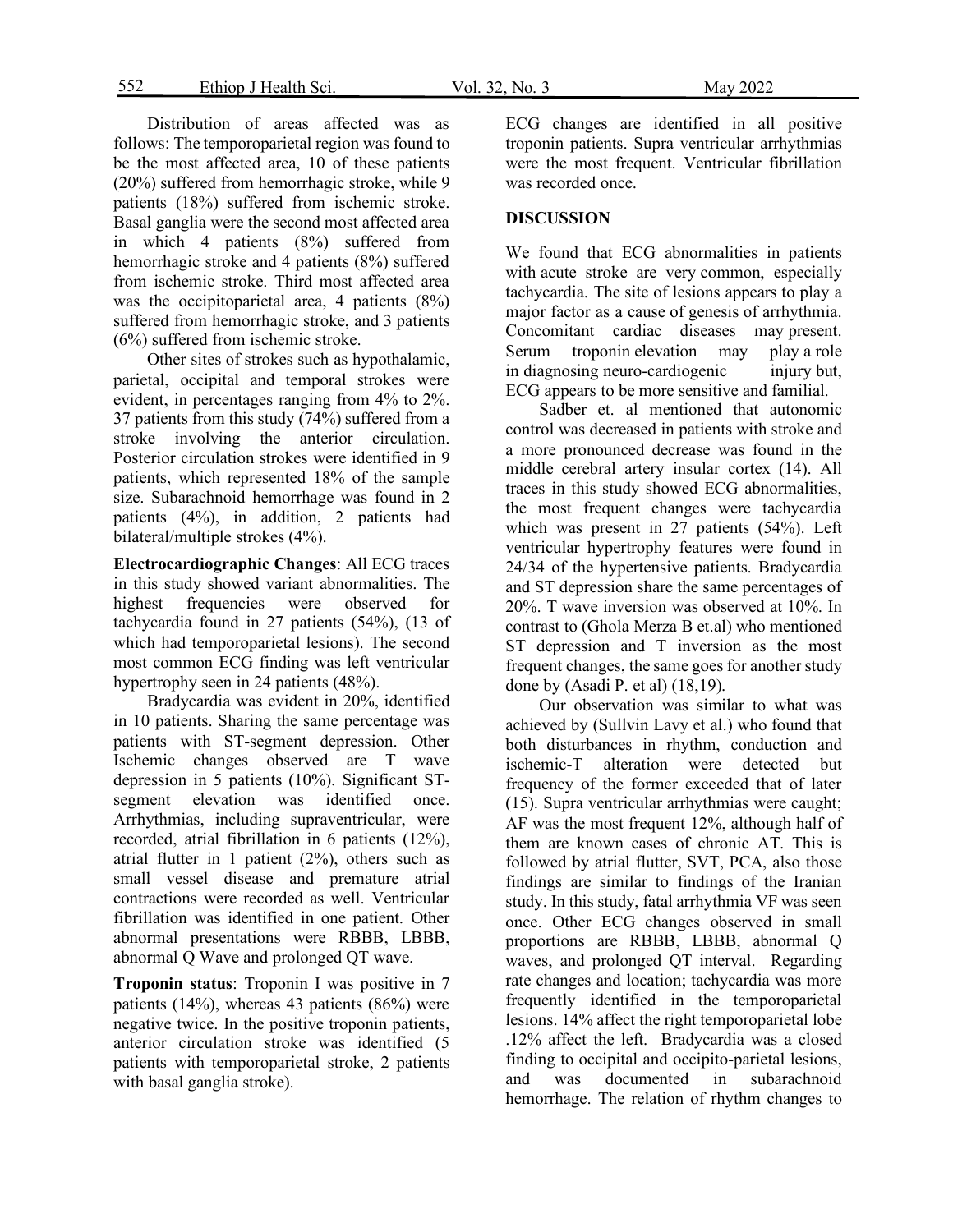Distribution of areas affected was as follows: The temporoparietal region was found to be the most affected area, 10 of these patients (20%) suffered from hemorrhagic stroke, while 9 patients (18%) suffered from ischemic stroke. Basal ganglia were the second most affected area in which 4 patients (8%) suffered from hemorrhagic stroke and 4 patients (8%) suffered from ischemic stroke. Third most affected area was the occipitoparietal area, 4 patients (8%) suffered from hemorrhagic stroke, and 3 patients (6%) suffered from ischemic stroke.

Other sites of strokes such as hypothalamic, parietal, occipital and temporal strokes were evident, in percentages ranging from 4% to 2%. 37 patients from this study (74%) suffered from a stroke involving the anterior circulation. Posterior circulation strokes were identified in 9 patients, which represented 18% of the sample size. Subarachnoid hemorrhage was found in 2 patients (4%), in addition, 2 patients had bilateral/multiple strokes (4%).

**Electrocardiographic Changes**: All ECG traces in this study showed variant abnormalities. The highest frequencies were observed for tachycardia found in 27 patients (54%), (13 of which had temporoparietal lesions). The second most common ECG finding was left ventricular hypertrophy seen in 24 patients (48%).

Bradycardia was evident in 20%, identified in 10 patients. Sharing the same percentage was patients with ST-segment depression. Other Ischemic changes observed are T wave depression in 5 patients (10%). Significant ST-segment elevation was identified once. Arrhythmias, including supraventricular, were recorded, atrial fibrillation in 6 patients (12%), atrial flutter in 1 patient (2%), others such as small vessel disease and premature atrial contractions were recorded as well. Ventricular fibrillation was identified in one patient. Other abnormal presentations were RBBB, LBBB, abnormal Q Wave and prolonged QT wave.

**Troponin status**: Troponin I was positive in 7 patients (14%), whereas 43 patients (86%) were negative twice. In the positive troponin patients, anterior circulation stroke was identified (5 patients with temporoparietal stroke, 2 patients with basal ganglia stroke).

ECG changes are identified in all positive troponin patients. Supra ventricular arrhythmias were the most frequent. Ventricular fibrillation was recorded once.

## DISCUSSION

We found that ECG abnormalities in patients with acute stroke are very common, especially tachycardia. The site of lesions appears to play a major factor as a cause of genesis of arrhythmia. Concomitant cardiac diseases may present. Serum troponin elevation may play a role in diagnosing neuro-cardiogenic injury but, ECG appears to be more sensitive and familial.

Sadber et. al mentioned that autonomic control was decreased in patients with stroke and a more pronounced decrease was found in the middle cerebral artery insular cortex (14). All traces in this study showed ECG abnormalities, the most frequent changes were tachycardia which was present in 27 patients (54%). Left ventricular hypertrophy features were found in 24/34 of the hypertensive patients. Bradycardia and ST depression share the same percentages of 20%. T wave inversion was observed at 10%. In contrast to (Ghola Merza B et.al) who mentioned ST depression and T inversion as the most frequent changes, the same goes for another study done by (Asadi P. et al) (18,19).

Our observation was similar to what was achieved by (Sullvin Lavy et al.) who found that both disturbances in rhythm, conduction and ischemic-T alteration were detected but frequency of the former exceeded that of later (15). Supra ventricular arrhythmias were caught; AF was the most frequent 12%, although half of them are known cases of chronic AT. This is followed by atrial flutter, SVT, PCA, also those findings are similar to findings of the Iranian study. In this study, fatal arrhythmia VF was seen once. Other ECG changes observed in small proportions are RBBB, LBBB, abnormal Q waves, and prolonged QT interval. Regarding rate changes and location; tachycardia was more frequently identified in the temporoparietal lesions. 14% affect the right temporoparietal lobe .12% affect the left. Bradycardia was a closed finding to occipital and occipito-parietal lesions, and was documented in subarachnoid hemorrhage. The relation of rhythm changes to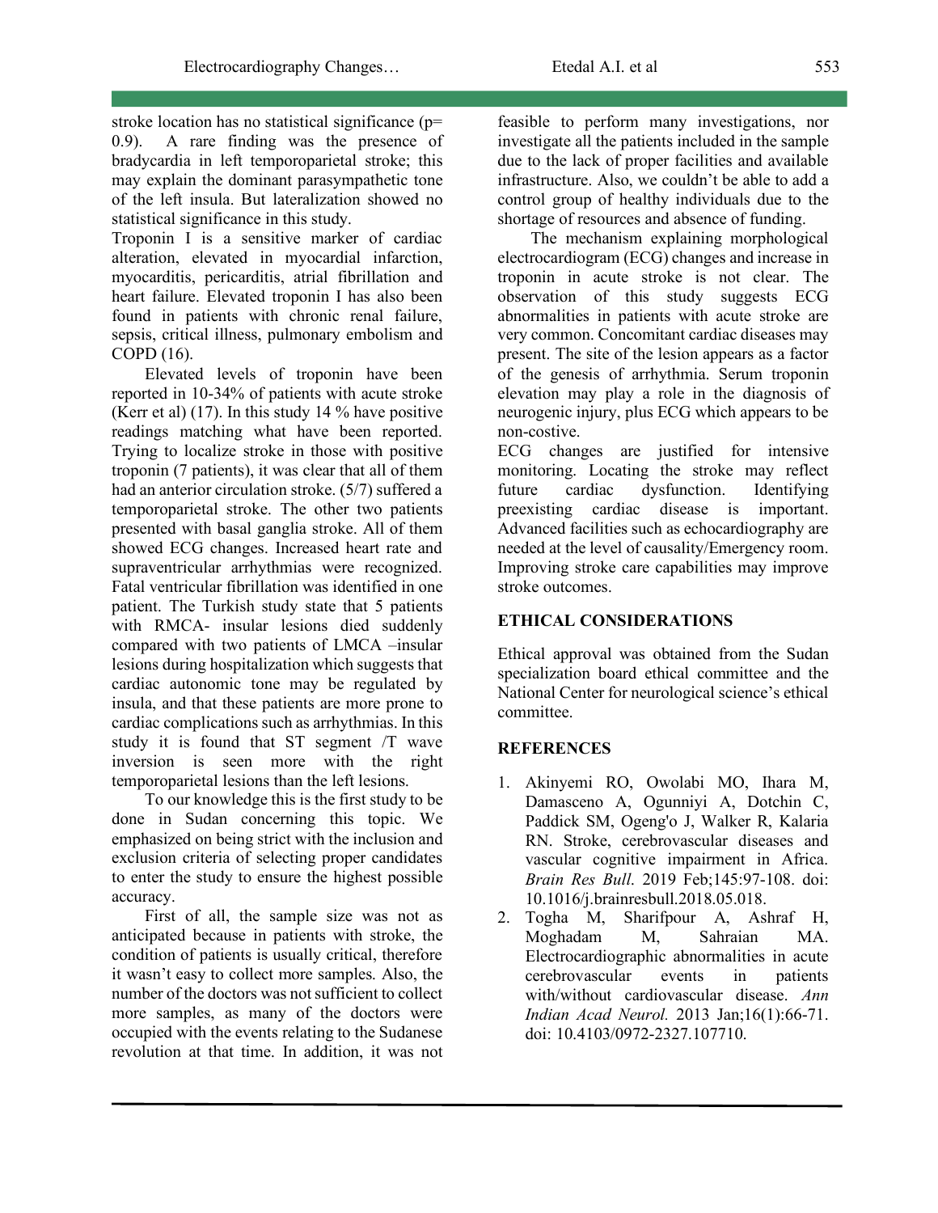stroke location has no statistical significance (p= 0.9). A rare finding was the presence of bradycardia in left temporoparietal stroke; this may explain the dominant parasympathetic tone of the left insula. But lateralization showed no statistical significance in this study.

Troponin I is a sensitive marker of cardiac alteration, elevated in myocardial infarction, myocarditis, pericarditis, atrial fibrillation and heart failure. Elevated troponin I has also been found in patients with chronic renal failure, sepsis, critical illness, pulmonary embolism and COPD (16).

Elevated levels of troponin have been reported in 10-34% of patients with acute stroke (Kerr et al) (17). In this study 14 % have positive readings matching what have been reported. Trying to localize stroke in those with positive troponin (7 patients), it was clear that all of them had an anterior circulation stroke. (5/7) suffered a temporoparietal stroke. The other two patients presented with basal ganglia stroke. All of them showed ECG changes. Increased heart rate and supraventricular arrhythmias were recognized. Fatal ventricular fibrillation was identified in one patient. The Turkish study state that 5 patients with RMCA- insular lesions died suddenly compared with two patients of LMCA –insular lesions during hospitalization which suggests that cardiac autonomic tone may be regulated by insula, and that these patients are more prone to cardiac complications such as arrhythmias. In this study it is found that ST segment /T wave inversion is seen more with the right temporoparietal lesions than the left lesions.

To our knowledge this is the first study to be done in Sudan concerning this topic. We emphasized on being strict with the inclusion and exclusion criteria of selecting proper candidates to enter the study to ensure the highest possible accuracy.

First of all, the sample size was not as anticipated because in patients with stroke, the condition of patients is usually critical, therefore it wasn't easy to collect more samples. Also, the number of the doctors was not sufficient to collect more samples, as many of the doctors were occupied with the events relating to the Sudanese revolution at that time. In addition, it was not feasible to perform many investigations, nor investigate all the patients included in the sample due to the lack of proper facilities and available infrastructure. Also, we couldn't be able to add a control group of healthy individuals due to the shortage of resources and absence of funding.

The mechanism explaining morphological electrocardiogram (ECG) changes and increase in troponin in acute stroke is not clear. The observation of this study suggests ECG abnormalities in patients with acute stroke are very common. Concomitant cardiac diseases may present. The site of the lesion appears as a factor of the genesis of arrhythmia. Serum troponin elevation may play a role in the diagnosis of neurogenic injury, plus ECG which appears to be non-costive.

ECG changes are justified for intensive monitoring. Locating the stroke may reflect future cardiac dysfunction. Identifying preexisting cardiac disease is important. Advanced facilities such as echocardiography are needed at the level of causality/Emergency room. Improving stroke care capabilities may improve stroke outcomes.

## ETHICAL CONSIDERATIONS

Ethical approval was obtained from the Sudan specialization board ethical committee and the National Center for neurological science's ethical committee.

## REFERENCES

1. Akinyemi RO, Owolabi MO, Ihara M, Damasceno A, Ogunniyi A, Dotchin C, Paddick SM, Ogeng'o J, Walker R, Kalaria RN. Stroke, cerebrovascular diseases and vascular cognitive impairment in Africa. *Brain Res Bull*. 2019 Feb;145:97-108. doi: 10.1016/j.brainresbull.2018.05.018.
2. Togha M, Sharifpour A, Ashraf H, Moghadam M, Sahraian MA. Electrocardiographic abnormalities in acute cerebrovascular events in patients with/without cardiovascular disease. *Ann Indian Acad Neurol.* 2013 Jan;16(1):66-71. doi: 10.4103/0972-2327.107710.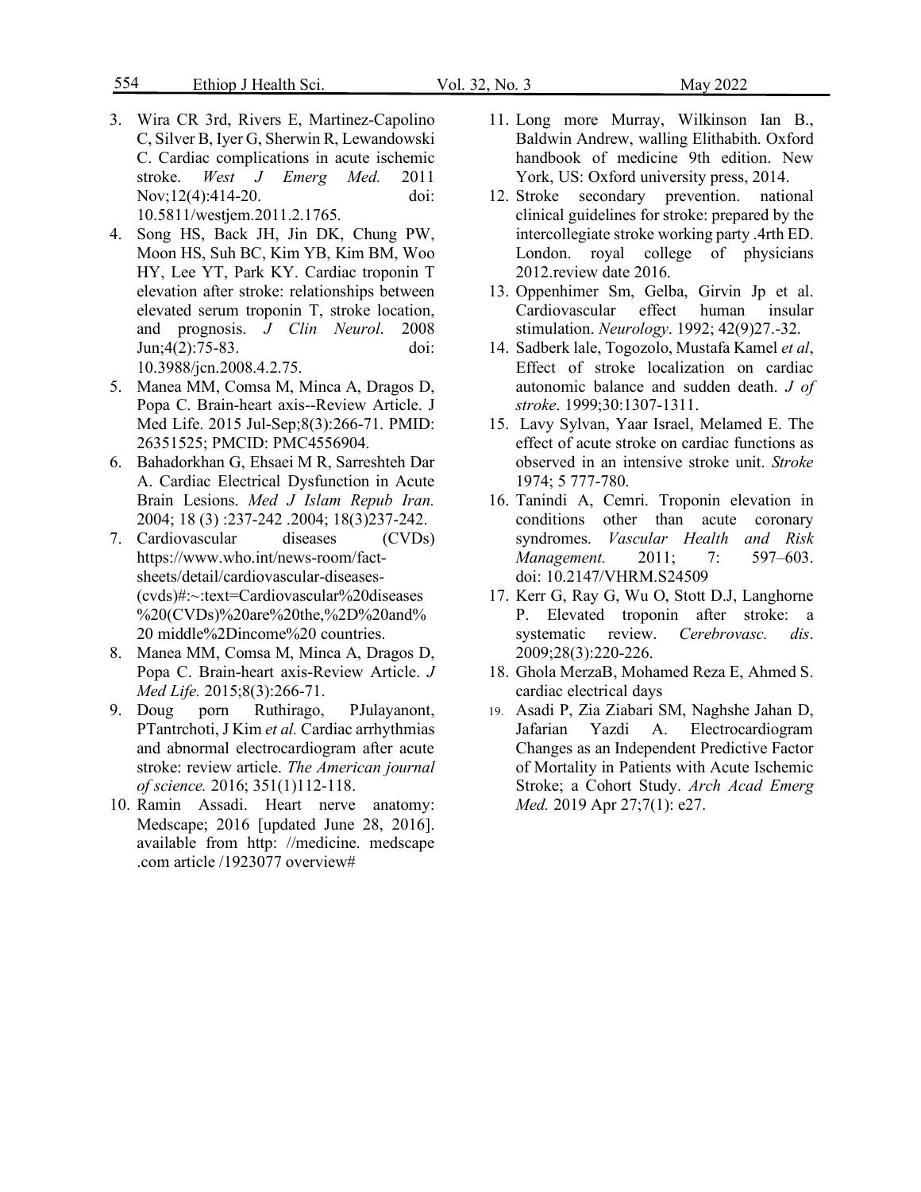3. Wira CR 3rd, Rivers E, Martinez-Capolino C, Silver B, Iyer G, Sherwin R, Lewandowski C. Cardiac complications in acute ischemic stroke. *West J Emerg Med.* 2011 Nov;12(4):414-20. doi: 10.5811/westjem.2011.2.1765.
4. Song HS, Back JH, Jin DK, Chung PW, Moon HS, Suh BC, Kim YB, Kim BM, Woo HY, Lee YT, Park KY. Cardiac troponin T elevation after stroke: relationships between elevated serum troponin T, stroke location, and prognosis. *J Clin Neurol*. 2008 Jun;4(2):75-83. doi: 10.3988/jcn.2008.4.2.75.
5. Manea MM, Comsa M, Minca A, Dragos D, Popa C. Brain-heart axis--Review Article. J Med Life. 2015 Jul-Sep;8(3):266-71. PMID: 26351525; PMCID: PMC4556904.
6. Bahadorkhan G, Ehsaei M R, Sarreshteh Dar A. Cardiac Electrical Dysfunction in Acute Brain Lesions. *Med J Islam Repub Iran.* 2004; 18 (3) :237-242 .2004; 18(3)237-242.
7. Cardiovascular diseases (CVDs) https://www.who.int/news-room/fact-sheets/detail/cardiovascular-diseases-(cvds)#:~:text=Cardiovascular%20diseases%20(CVDs)%20are%20the,%2D%20and%20 middle%2Dincome%20 countries.
8. Manea MM, Comsa M, Minca A, Dragos D, Popa C. Brain-heart axis-Review Article. *J Med Life.* 2015;8(3):266-71.
9. Doug porn Ruthirago, PJulayanont, PTantrchoti, J Kim *et al.* Cardiac arrhythmias and abnormal electrocardiogram after acute stroke: review article. *The American journal of science.* 2016; 351(1)112-118.
10. Ramin Assadi. Heart nerve anatomy: Medscape; 2016 [updated June 28, 2016]. available from http: //medicine. medscape .com article /1923077 overview#
11. Long more Murray, Wilkinson Ian B., Baldwin Andrew, walling Elithabith. Oxford handbook of medicine 9th edition. New York, US: Oxford university press, 2014.
12. Stroke secondary prevention. national clinical guidelines for stroke: prepared by the intercollegiate stroke working party .4rth ED. London. royal college of physicians 2012.review date 2016.
13. Oppenhimer Sm, Gelba, Girvin Jp et al. Cardiovascular effect human insular stimulation. *Neurology*. 1992; 42(9)27.-32.
14. Sadberk lale, Togozolo, Mustafa Kamel *et al*, Effect of stroke localization on cardiac autonomic balance and sudden death. *J of stroke*. 1999;30:1307-1311.
15. Lavy Sylvan, Yaar Israel, Melamed E. The effect of acute stroke on cardiac functions as observed in an intensive stroke unit. *Stroke* 1974; 5 777-780.
16. Tanindi A, Cemri. Troponin elevation in conditions other than acute coronary syndromes. *Vascular Health and Risk Management.* 2011; 7: 597–603. doi: 10.2147/VHRM.S24509
17. Kerr G, Ray G, Wu O, Stott D.J, Langhorne P. Elevated troponin after stroke: a systematic review. *Cerebrovasc. dis*. 2009;28(3):220-226.
18. Ghola MerzaB, Mohamed Reza E, Ahmed S. cardiac electrical days
19. Asadi P, Zia Ziabari SM, Naghshe Jahan D, Jafarian Yazdi A. Electrocardiogram Changes as an Independent Predictive Factor of Mortality in Patients with Acute Ischemic Stroke; a Cohort Study. *Arch Acad Emerg Med.* 2019 Apr 27;7(1): e27.